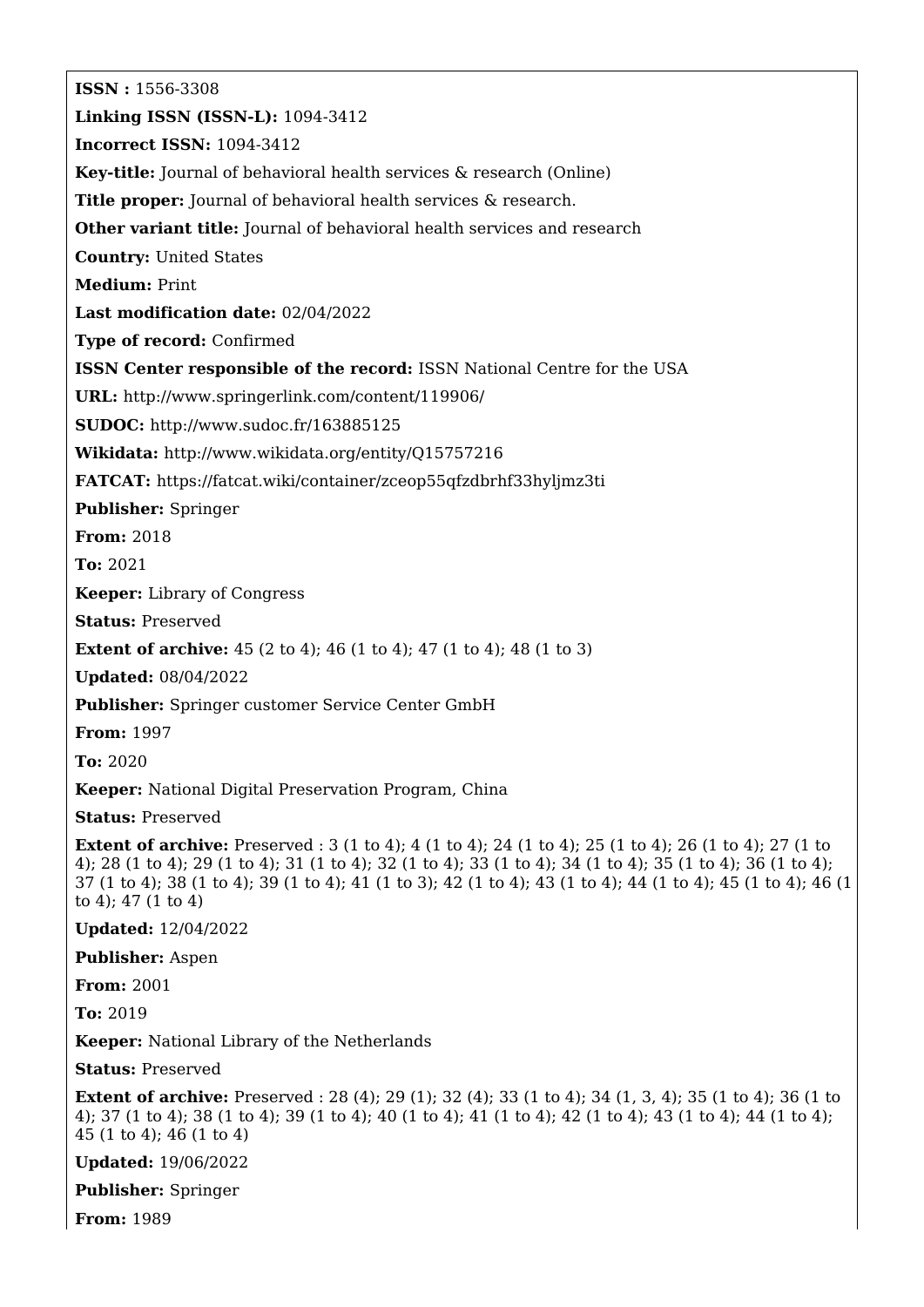**ISSN :** 1556-3308

**Linking ISSN (ISSN-L):** 1094-3412

**Incorrect ISSN:** 1094-3412

**Key-title:** Journal of behavioral health services & research (Online)

**Title proper:** Journal of behavioral health services & research.

**Other variant title:** Journal of behavioral health services and research

**Country:** United States

**Medium:** Print

**Last modification date:** 02/04/2022

**Type of record:** Confirmed

**ISSN Center responsible of the record:** ISSN National Centre for the USA

**URL:** http://www.springerlink.com/content/119906/

**SUDOC:** http://www.sudoc.fr/163885125

**Wikidata:** http://www.wikidata.org/entity/Q15757216

**FATCAT:** https://fatcat.wiki/container/zceop55qfzdbrhf33hyljmz3ti

**Publisher:** Springer

**From:** 2018

**To:** 2021

**Keeper:** Library of Congress

**Status:** Preserved

**Extent of archive:** 45 (2 to 4); 46 (1 to 4); 47 (1 to 4); 48 (1 to 3)

**Updated:** 08/04/2022

**Publisher:** Springer customer Service Center GmbH

**From:** 1997

**To:** 2020

**Keeper:** National Digital Preservation Program, China

**Status:** Preserved

**Extent of archive:** Preserved : 3 (1 to 4); 4 (1 to 4); 24 (1 to 4); 25 (1 to 4); 26 (1 to 4); 27 (1 to 4); 28 (1 to 4); 29 (1 to 4); 31 (1 to 4); 32 (1 to 4); 33 (1 to 4); 34 (1 to 4); 35 (1 to 4); 36 (1 to 4); 37 (1 to 4); 38 (1 to 4); 39 (1 to 4); 41 (1 to 3); 42 (1 to 4); 43 (1 to 4); 44 (1 to 4); 45 (1 to 4); 46 (1 to 4); 47 (1 to 4)

**Updated:** 12/04/2022

**Publisher:** Aspen

**From:** 2001

**To:** 2019

**Keeper:** National Library of the Netherlands

**Status:** Preserved

**Extent of archive:** Preserved : 28 (4); 29 (1); 32 (4); 33 (1 to 4); 34 (1, 3, 4); 35 (1 to 4); 36 (1 to 4); 37 (1 to 4); 38 (1 to 4); 39 (1 to 4); 40 (1 to 4); 41 (1 to 4); 42 (1 to 4); 43 (1 to 4); 44 (1 to 4); 45 (1 to 4); 46 (1 to 4)

**Updated:** 19/06/2022

**Publisher:** Springer

**From:** 1989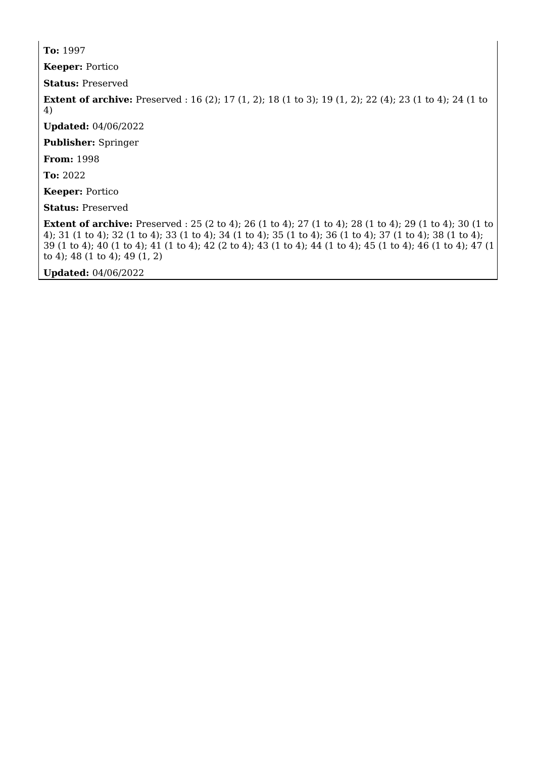**To:** 1997

**Keeper:** Portico

**Status:** Preserved

**Extent of archive:** Preserved : 16 (2); 17 (1, 2); 18 (1 to 3); 19 (1, 2); 22 (4); 23 (1 to 4); 24 (1 to 4)

**Updated:** 04/06/2022

**Publisher:** Springer

**From:** 1998

**To:** 2022

**Keeper:** Portico

**Status:** Preserved

**Extent of archive:** Preserved : 25 (2 to 4); 26 (1 to 4); 27 (1 to 4); 28 (1 to 4); 29 (1 to 4); 30 (1 to 4); 31 (1 to 4); 32 (1 to 4); 33 (1 to 4); 34 (1 to 4); 35 (1 to 4); 36 (1 to 4); 37 (1 to 4); 38 (1 to 4); 39 (1 to 4); 40 (1 to 4); 41 (1 to 4); 42 (2 to 4); 43 (1 to 4); 44 (1 to 4); 45 (1 to 4); 46 (1 to 4); 47 (1 to 4); 48 (1 to 4); 49 (1, 2)

**Updated:** 04/06/2022